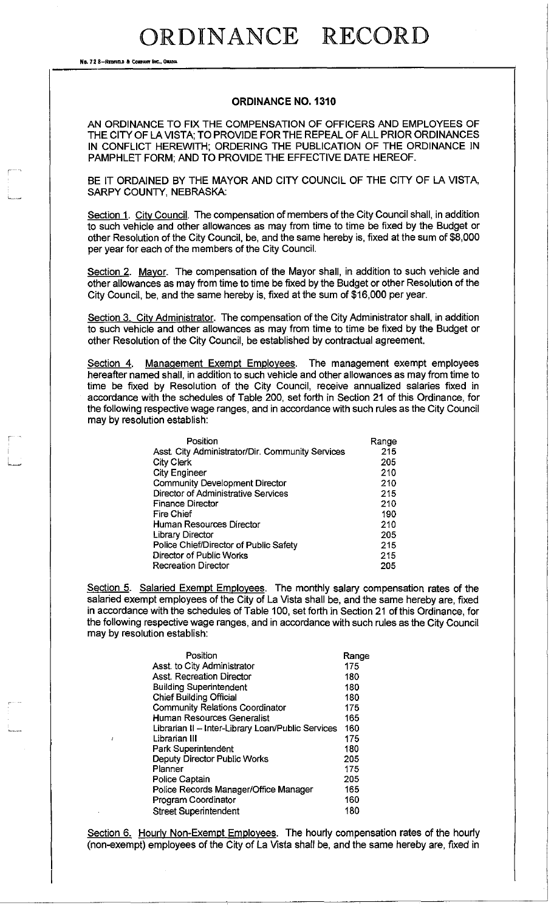# ORDINANCE RECORD

No. 72 8—REDFIELD & COMPANY INC., OMAHA

## ORDINANCE NO. 1310

AN ORDINANCE TO FIX THE COMPENSATION OF OFFICERS AND EMPLOYEES OF THE CITY OF LA VISTA; TO PROVIDE FOR THE REPEAL OF ALL PRIOR ORDINANCES IN CONFLICT HEREWITH; ORDERING THE PUBLICATION OF THE ORDINANCE IN PAMPHLET FORM; AND TO PROVIDE THE EFFECTIVE DATE HEREOF.

BE IT ORDAINED BY THE MAYOR AND CITY COUNCIL OF THE CITY OF LA VISTA, SARPY COUNTY, NEBRASKA:

Section 1. City Council. The compensation of members of the City Council shall, in addition to such vehicle and other allowances as may from time to time be fixed by the Budget or other Resolution of the City Council, be, and the same hereby is, fixed at the sum of $8,000 per year for each of the members of the City Council.

Section 2. Mayor. The compensation of the Mayor shall, in addition to such vehicle and other allowances as may from time to time be fixed by the Budget or other Resolution of the City Council, be, and the same hereby is, fixed at the sum of $16,000 per year.

Section 3. City Administrator. The compensation of the City Administrator shall, in addition to such vehicle and other allowances as may from time to time be fixed by the Budget or other Resolution of the City Council, be established by contractual agreement.

Section 4. Management Exempt Employees. The management exempt employees hereafter named shall, in addition to such vehicle and other allowances as may from time to time be fixed by Resolution of the City Council, receive annualized salaries fixed in accordance with the schedules of Table 200, set forth in Section 21 of this Ordinance, for the following respective wage ranges, and in accordance with such rules as the City Council may by resolution establish:

| Position | Range |
|---|---|
| Asst. City Administrator/Dir. Community Services | 215 |
| City Clerk | 205 |
| City Engineer | 210 |
| Community Development Director | 210 |
| Director of Administrative Services | 215 |
| Finance Director | 210 |
| Fire Chief | 190 |
| Human Resources Director | 210 |
| Library Director | 205 |
| Police Chief/Director of Public Safety | 215 |
| Director of Public Works | 215 |
| Recreation Director | 205 |

Section 5. Salaried Exempt Employees. The monthly salary compensation rates of the salaried exempt employees of the City of La Vista shall be, and the same hereby are, fixed in accordance with the schedules of Table 100, set forth in Section 21 of this Ordinance, for the following respective wage ranges, and in accordance with such rules as the City Council may by resolution establish:

| Position | Range |
|---|---|
| Asst. to City Administrator | 175 |
| Asst. Recreation Director | 180 |
| Building Superintendent | 180 |
| Chief Building Official | 180 |
| Community Relations Coordinator | 175 |
| Human Resources Generalist | 165 |
| Librarian II – Inter-Library Loan/Public Services | 160 |
| Librarian III | 175 |
| Park Superintendent | 180 |
| Deputy Director Public Works | 205 |
| Planner | 175 |
| Police Captain | 205 |
| Police Records Manager/Office Manager | 165 |
| Program Coordinator | 160 |
| Street Superintendent | 180 |

Section 6. Hourly Non-Exempt Employees. The hourly compensation rates of the hourly (non-exempt) employees of the City of La Vista shall be, and the same hereby are, fixed in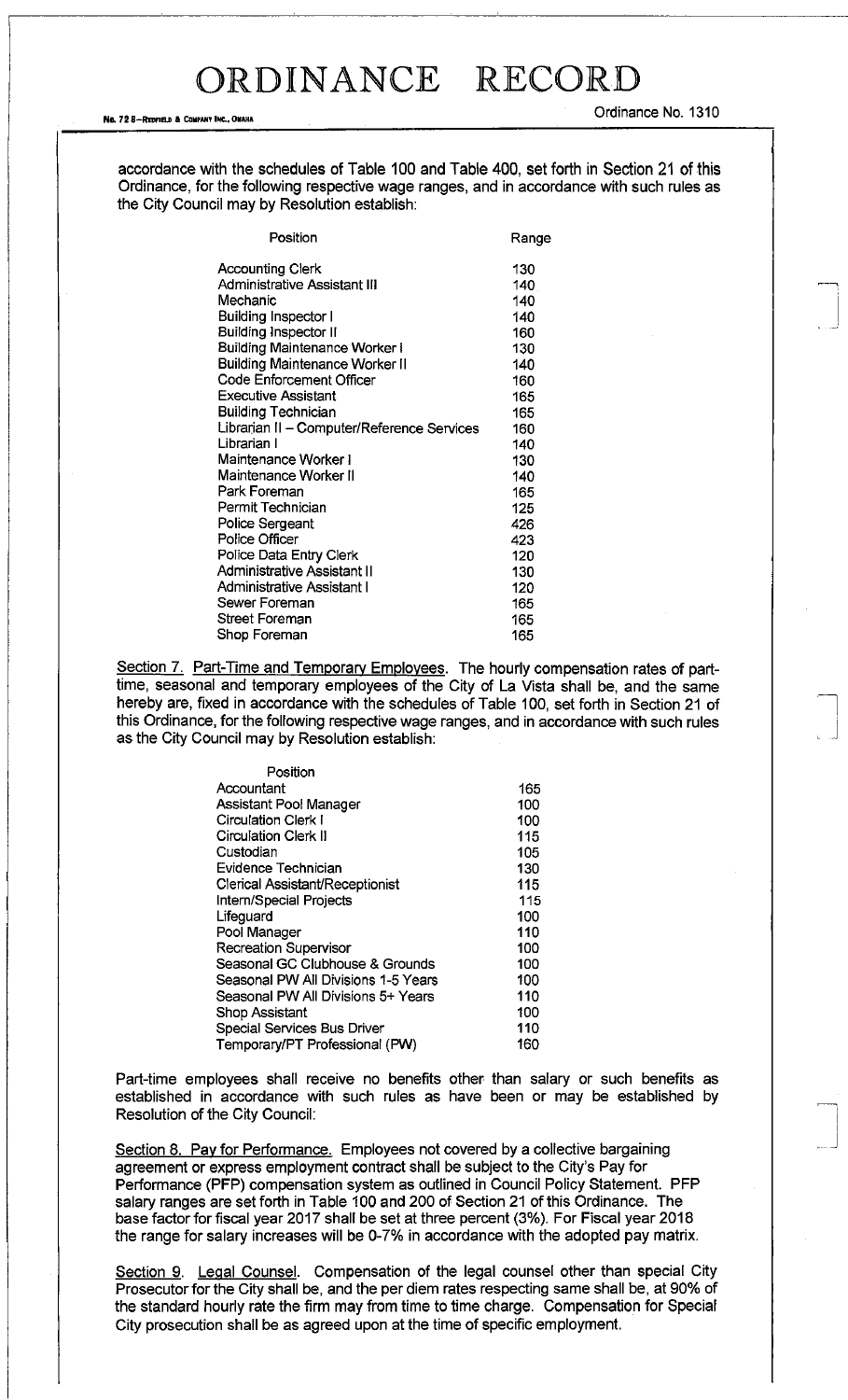accordance with the schedules of Table 100 and Table 400, set forth in Section 21 of this Ordinance, for the following respective wage ranges, and in accordance with such rules as the City Council may by Resolution establish:

| Position | Range |
|---|---|
| Accounting Clerk | 130 |
| Administrative Assistant III | 140 |
| Mechanic | 140 |
| Building Inspector I | 140 |
| Building Inspector II | 160 |
| Building Maintenance Worker I | 130 |
| Building Maintenance Worker II | 140 |
| Code Enforcement Officer | 160 |
| Executive Assistant | 165 |
| Building Technician | 165 |
| Librarian II – Computer/Reference Services | 160 |
| Librarian I | 140 |
| Maintenance Worker I | 130 |
| Maintenance Worker II | 140 |
| Park Foreman | 165 |
| Permit Technician | 125 |
| Police Sergeant | 426 |
| Police Officer | 423 |
| Police Data Entry Clerk | 120 |
| Administrative Assistant II | 130 |
| Administrative Assistant I | 120 |
| Sewer Foreman | 165 |
| Street Foreman | 165 |
| Shop Foreman | 165 |

Section 7. Part-Time and Temporary Employees. The hourly compensation rates of part-time, seasonal and temporary employees of the City of La Vista shall be, and the same hereby are, fixed in accordance with the schedules of Table 100, set forth in Section 21 of this Ordinance, for the following respective wage ranges, and in accordance with such rules as the City Council may by Resolution establish:

| Position | |
|---|---|
| Accountant | 165 |
| Assistant Pool Manager | 100 |
| Circulation Clerk I | 100 |
| Circulation Clerk II | 115 |
| Custodian | 105 |
| Evidence Technician | 130 |
| Clerical Assistant/Receptionist | 115 |
| Intern/Special Projects | 115 |
| Lifeguard | 100 |
| Pool Manager | 110 |
| Recreation Supervisor | 100 |
| Seasonal GC Clubhouse & Grounds | 100 |
| Seasonal PW All Divisions 1-5 Years | 100 |
| Seasonal PW All Divisions 5+ Years | 110 |
| Shop Assistant | 100 |
| Special Services Bus Driver | 110 |
| Temporary/PT Professional (PW) | 160 |

Part-time employees shall receive no benefits other than salary or such benefits as established in accordance with such rules as have been or may be established by Resolution of the City Council:

Section 8. Pay for Performance. Employees not covered by a collective bargaining agreement or express employment contract shall be subject to the City's Pay for Performance (PFP) compensation system as outlined in Council Policy Statement. PFP salary ranges are set forth in Table 100 and 200 of Section 21 of this Ordinance. The base factor for fiscal year 2017 shall be set at three percent (3%). For Fiscal year 2018 the range for salary increases will be 0-7% in accordance with the adopted pay matrix.

Section 9. Legal Counsel. Compensation of the legal counsel other than special City Prosecutor for the City shall be, and the per diem rates respecting same shall be, at 90% of the standard hourly rate the firm may from time to time charge. Compensation for Special City prosecution shall be as agreed upon at the time of specific employment.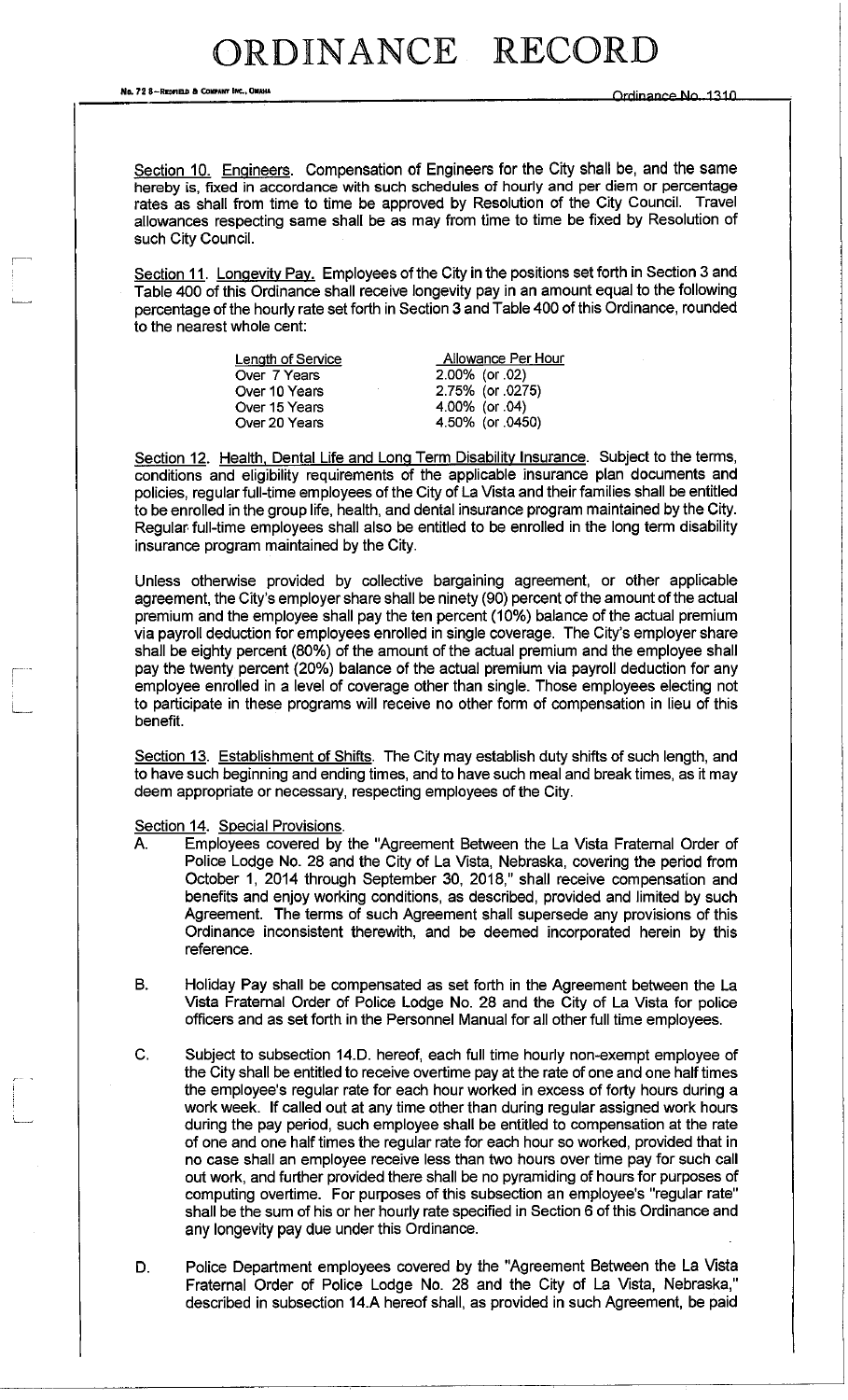Section 10. Engineers. Compensation of Engineers for the City shall be, and the same hereby is, fixed in accordance with such schedules of hourly and per diem or percentage rates as shall from time to time be approved by Resolution of the City Council. Travel allowances respecting same shall be as may from time to time be fixed by Resolution of such City Council.

Section 11. Longevity Pay. Employees of the City in the positions set forth in Section 3 and Table 400 of this Ordinance shall receive longevity pay in an amount equal to the following percentage of the hourly rate set forth in Section 3 and Table 400 of this Ordinance, rounded to the nearest whole cent:

| Length of Service | Allowance Per Hour |
|---|---|
| Over 7 Years | 2.00% (or .02) |
| Over 10 Years | 2.75% (or .0275) |
| Over 15 Years | 4.00% (or .04) |
| Over 20 Years | 4.50% (or .0450) |

Section 12. Health, Dental Life and Long Term Disability Insurance. Subject to the terms, conditions and eligibility requirements of the applicable insurance plan documents and policies, regular full-time employees of the City of La Vista and their families shall be entitled to be enrolled in the group life, health, and dental insurance program maintained by the City. Regular full-time employees shall also be entitled to be enrolled in the long term disability insurance program maintained by the City.

Unless otherwise provided by collective bargaining agreement, or other applicable agreement, the City's employer share shall be ninety (90) percent of the amount of the actual premium and the employee shall pay the ten percent (10%) balance of the actual premium via payroll deduction for employees enrolled in single coverage. The City's employer share shall be eighty percent (80%) of the amount of the actual premium and the employee shall pay the twenty percent (20%) balance of the actual premium via payroll deduction for any employee enrolled in a level of coverage other than single. Those employees electing not to participate in these programs will receive no other form of compensation in lieu of this benefit.

Section 13. Establishment of Shifts. The City may establish duty shifts of such length, and to have such beginning and ending times, and to have such meal and break times, as it may deem appropriate or necessary, respecting employees of the City.

Section 14. Special Provisions.

A. Employees covered by the "Agreement Between the La Vista Fraternal Order of Police Lodge No. 28 and the City of La Vista, Nebraska, covering the period from October 1, 2014 through September 30, 2018," shall receive compensation and benefits and enjoy working conditions, as described, provided and limited by such Agreement. The terms of such Agreement shall supersede any provisions of this Ordinance inconsistent therewith, and be deemed incorporated herein by this reference.

B. Holiday Pay shall be compensated as set forth in the Agreement between the La Vista Fraternal Order of Police Lodge No. 28 and the City of La Vista for police officers and as set forth in the Personnel Manual for all other full time employees.

C. Subject to subsection 14.D. hereof, each full time hourly non-exempt employee of the City shall be entitled to receive overtime pay at the rate of one and one half times the employee's regular rate for each hour worked in excess of forty hours during a work week. If called out at any time other than during regular assigned work hours during the pay period, such employee shall be entitled to compensation at the rate of one and one half times the regular rate for each hour so worked, provided that in no case shall an employee receive less than two hours over time pay for such call out work, and further provided there shall be no pyramiding of hours for purposes of computing overtime. For purposes of this subsection an employee's "regular rate" shall be the sum of his or her hourly rate specified in Section 6 of this Ordinance and any longevity pay due under this Ordinance.

D. Police Department employees covered by the "Agreement Between the La Vista Fraternal Order of Police Lodge No. 28 and the City of La Vista, Nebraska," described in subsection 14.A hereof shall, as provided in such Agreement, be paid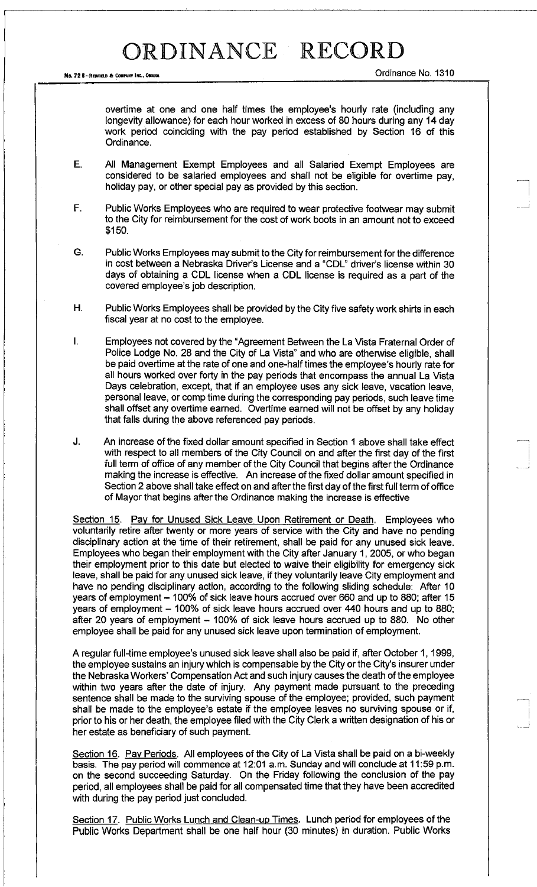overtime at one and one half times the employee's hourly rate (including any longevity allowance) for each hour worked in excess of 80 hours during any 14 day work period coinciding with the pay period established by Section 16 of this Ordinance.

E. All Management Exempt Employees and all Salaried Exempt Employees are considered to be salaried employees and shall not be eligible for overtime pay, holiday pay, or other special pay as provided by this section.

F. Public Works Employees who are required to wear protective footwear may submit to the City for reimbursement for the cost of work boots in an amount not to exceed $150.

G. Public Works Employees may submit to the City for reimbursement for the difference in cost between a Nebraska Driver's License and a "CDL" driver's license within 30 days of obtaining a CDL license when a CDL license is required as a part of the covered employee's job description.

H. Public Works Employees shall be provided by the City five safety work shirts in each fiscal year at no cost to the employee.

I. Employees not covered by the "Agreement Between the La Vista Fraternal Order of Police Lodge No. 28 and the City of La Vista" and who are otherwise eligible, shall be paid overtime at the rate of one and one-half times the employee's hourly rate for all hours worked over forty in the pay periods that encompass the annual La Vista Days celebration, except, that if an employee uses any sick leave, vacation leave, personal leave, or comp time during the corresponding pay periods, such leave time shall offset any overtime earned. Overtime earned will not be offset by any holiday that falls during the above referenced pay periods.

J. An increase of the fixed dollar amount specified in Section 1 above shall take effect with respect to all members of the City Council on and after the first day of the first full term of office of any member of the City Council that begins after the Ordinance making the increase is effective. An increase of the fixed dollar amount specified in Section 2 above shall take effect on and after the first day of the first full term of office of Mayor that begins after the Ordinance making the increase is effective

Section 15. Pay for Unused Sick Leave Upon Retirement or Death. Employees who voluntarily retire after twenty or more years of service with the City and have no pending disciplinary action at the time of their retirement, shall be paid for any unused sick leave. Employees who began their employment with the City after January 1, 2005, or who began their employment prior to this date but elected to waive their eligibility for emergency sick leave, shall be paid for any unused sick leave, if they voluntarily leave City employment and have no pending disciplinary action, according to the following sliding schedule: After 10 years of employment – 100% of sick leave hours accrued over 660 and up to 880; after 15 years of employment – 100% of sick leave hours accrued over 440 hours and up to 880; after 20 years of employment – 100% of sick leave hours accrued up to 880. No other employee shall be paid for any unused sick leave upon termination of employment.

A regular full-time employee's unused sick leave shall also be paid if, after October 1, 1999, the employee sustains an injury which is compensable by the City or the City's insurer under the Nebraska Workers' Compensation Act and such injury causes the death of the employee within two years after the date of injury. Any payment made pursuant to the preceding sentence shall be made to the surviving spouse of the employee; provided, such payment shall be made to the employee's estate if the employee leaves no surviving spouse or if, prior to his or her death, the employee filed with the City Clerk a written designation of his or her estate as beneficiary of such payment.

Section 16. Pay Periods. All employees of the City of La Vista shall be paid on a bi-weekly basis. The pay period will commence at 12:01 a.m. Sunday and will conclude at 11:59 p.m. on the second succeeding Saturday. On the Friday following the conclusion of the pay period, all employees shall be paid for all compensated time that they have been accredited with during the pay period just concluded.

Section 17. Public Works Lunch and Clean-up Times. Lunch period for employees of the Public Works Department shall be one half hour (30 minutes) in duration. Public Works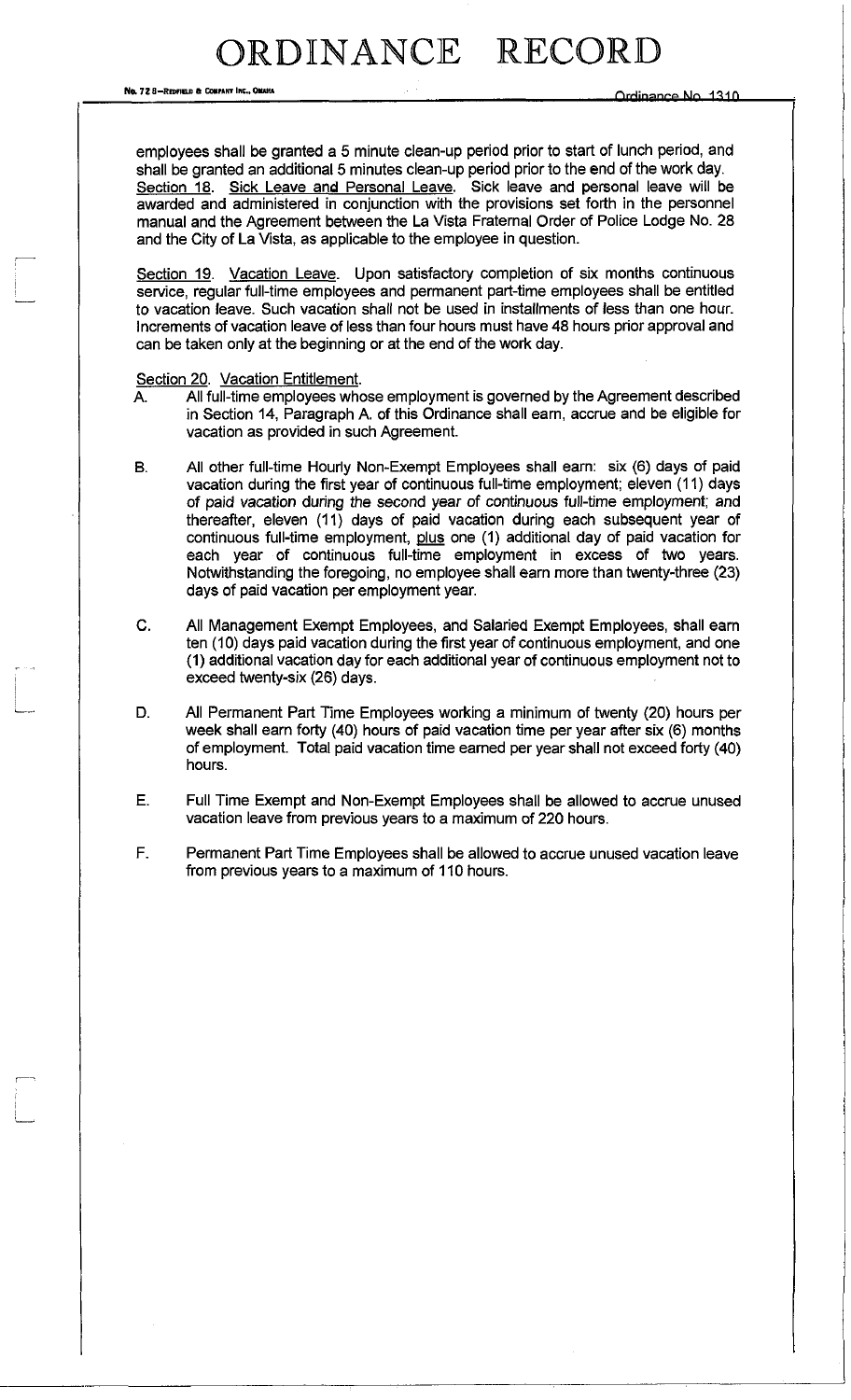employees shall be granted a 5 minute clean-up period prior to start of lunch period, and shall be granted an additional 5 minutes clean-up period prior to the end of the work day.

Section 18. Sick Leave and Personal Leave. Sick leave and personal leave will be awarded and administered in conjunction with the provisions set forth in the personnel manual and the Agreement between the La Vista Fraternal Order of Police Lodge No. 28 and the City of La Vista, as applicable to the employee in question.

Section 19. Vacation Leave. Upon satisfactory completion of six months continuous service, regular full-time employees and permanent part-time employees shall be entitled to vacation leave. Such vacation shall not be used in installments of less than one hour. Increments of vacation leave of less than four hours must have 48 hours prior approval and can be taken only at the beginning or at the end of the work day.

Section 20. Vacation Entitlement.

A. All full-time employees whose employment is governed by the Agreement described in Section 14, Paragraph A. of this Ordinance shall earn, accrue and be eligible for vacation as provided in such Agreement.

B. All other full-time Hourly Non-Exempt Employees shall earn: six (6) days of paid vacation during the first year of continuous full-time employment; eleven (11) days of paid vacation during the second year of continuous full-time employment; and thereafter, eleven (11) days of paid vacation during each subsequent year of continuous full-time employment, plus one (1) additional day of paid vacation for each year of continuous full-time employment in excess of two years. Notwithstanding the foregoing, no employee shall earn more than twenty-three (23) days of paid vacation per employment year.

C. All Management Exempt Employees, and Salaried Exempt Employees, shall earn ten (10) days paid vacation during the first year of continuous employment, and one (1) additional vacation day for each additional year of continuous employment not to exceed twenty-six (26) days.

D. All Permanent Part Time Employees working a minimum of twenty (20) hours per week shall earn forty (40) hours of paid vacation time per year after six (6) months of employment. Total paid vacation time earned per year shall not exceed forty (40) hours.

E. Full Time Exempt and Non-Exempt Employees shall be allowed to accrue unused vacation leave from previous years to a maximum of 220 hours.

F. Permanent Part Time Employees shall be allowed to accrue unused vacation leave from previous years to a maximum of 110 hours.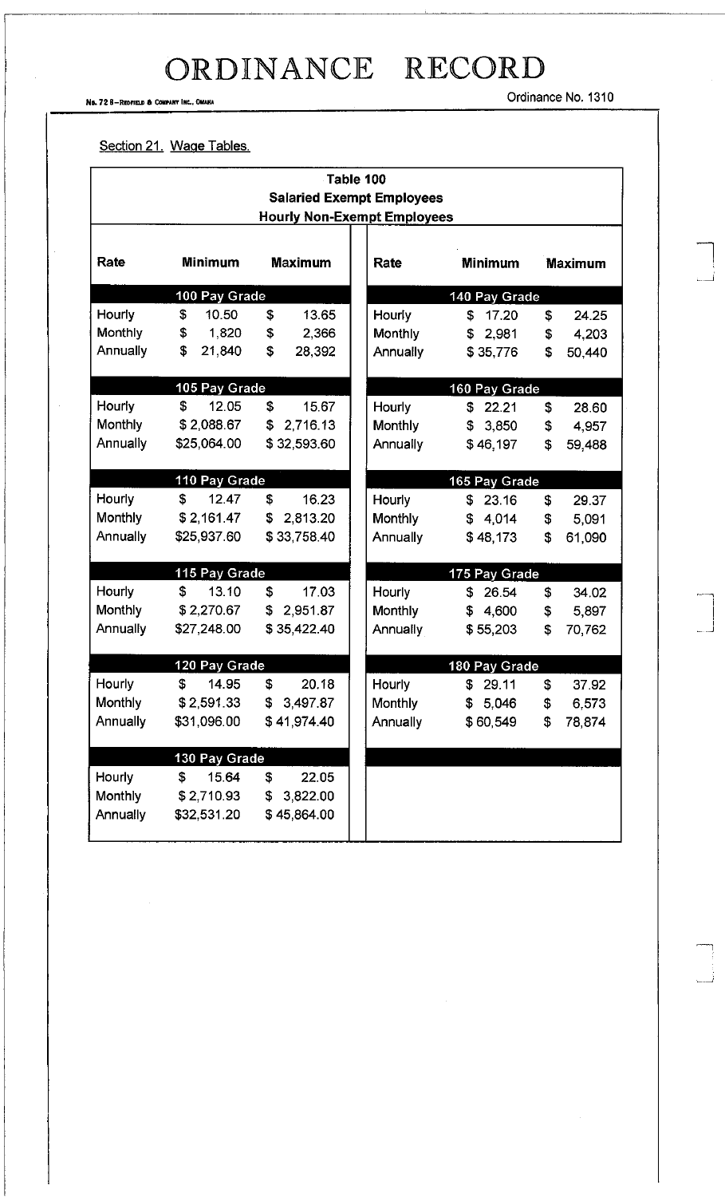# ORDINANCE RECORD

Ordinance No. 1310

Section 21. Wage Tables.

**Table 100**
**Salaried Exempt Employees**
**Hourly Non-Exempt Employees**

| Rate | Minimum | Maximum |
|---|---|---|
| **100 Pay Grade** | | |
| Hourly | $ 10.50 | $ 13.65 |
| Monthly | $ 1,820 | $ 2,366 |
| Annually | $ 21,840 | $ 28,392 |
| **105 Pay Grade** | | |
| Hourly | $ 12.05 | $ 15.67 |
| Monthly | $ 2,088.67 | $ 2,716.13 |
| Annually | $25,064.00 | $ 32,593.60 |
| **110 Pay Grade** | | |
| Hourly | $ 12.47 | $ 16.23 |
| Monthly | $ 2,161.47 | $ 2,813.20 |
| Annually | $25,937.60 | $ 33,758.40 |
| **115 Pay Grade** | | |
| Hourly | $ 13.10 | $ 17.03 |
| Monthly | $ 2,270.67 | $ 2,951.87 |
| Annually | $27,248.00 | $ 35,422.40 |
| **120 Pay Grade** | | |
| Hourly | $ 14.95 | $ 20.18 |
| Monthly | $ 2,591.33 | $ 3,497.87 |
| Annually | $31,096.00 | $ 41,974.40 |
| **130 Pay Grade** | | |
| Hourly | $ 15.64 | $ 22.05 |
| Monthly | $ 2,710.93 | $ 3,822.00 |
| Annually | $32,531.20 | $ 45,864.00 |
| **140 Pay Grade** | | |
| Hourly | $ 17.20 | $ 24.25 |
| Monthly | $ 2,981 | $ 4,203 |
| Annually | $ 35,776 | $ 50,440 |
| **160 Pay Grade** | | |
| Hourly | $ 22.21 | $ 28.60 |
| Monthly | $ 3,850 | $ 4,957 |
| Annually | $ 46,197 | $ 59,488 |
| **165 Pay Grade** | | |
| Hourly | $ 23.16 | $ 29.37 |
| Monthly | $ 4,014 | $ 5,091 |
| Annually | $ 48,173 | $ 61,090 |
| **175 Pay Grade** | | |
| Hourly | $ 26.54 | $ 34.02 |
| Monthly | $ 4,600 | $ 5,897 |
| Annually | $ 55,203 | $ 70,762 |
| **180 Pay Grade** | | |
| Hourly | $ 29.11 | $ 37.92 |
| Monthly | $ 5,046 | $ 6,573 |
| Annually | $ 60,549 | $ 78,874 |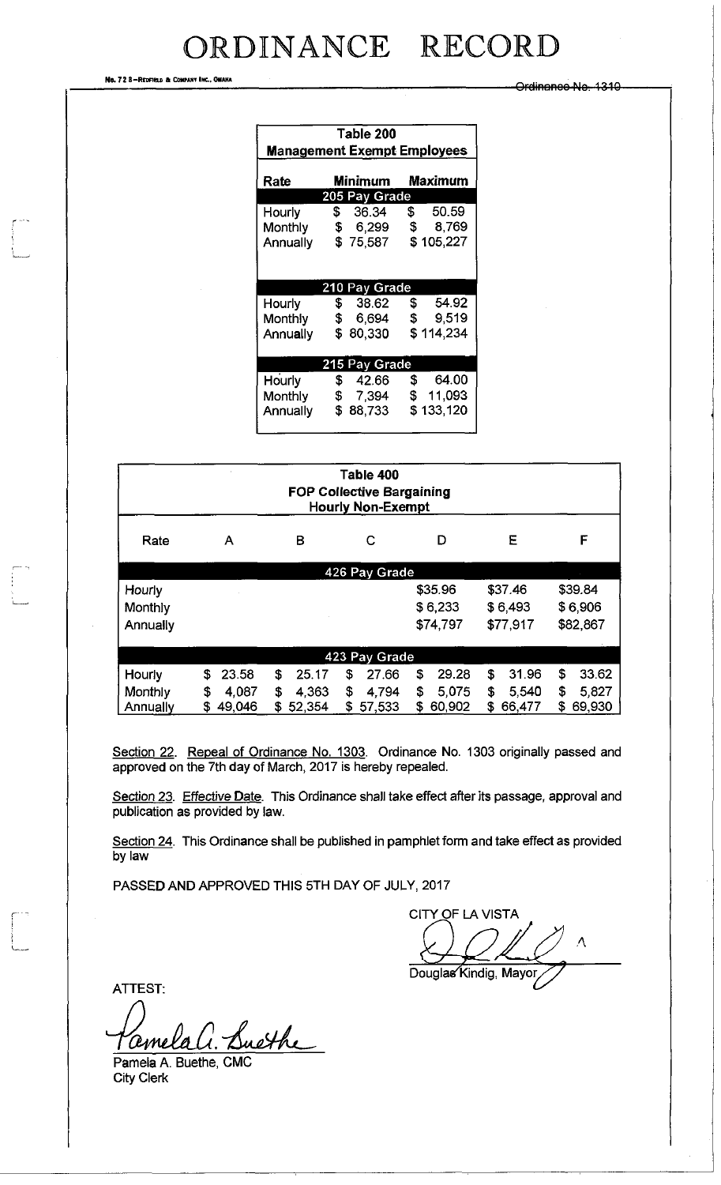| Table 200 Management Exempt Employees | | |
|---|---|---|
| **Rate** | **Minimum** | **Maximum** |
| **205 Pay Grade** | | |
| Hourly | $ 36.34 | $ 50.59 |
| Monthly | $ 6,299 | $ 8,769 |
| Annually | $ 75,587 | $ 105,227 |
| **210 Pay Grade** | | |
| Hourly | $ 38.62 | $ 54.92 |
| Monthly | $ 6,694 | $ 9,519 |
| Annually | $ 80,330 | $ 114,234 |
| **215 Pay Grade** | | |
| Hourly | $ 42.66 | $ 64.00 |
| Monthly | $ 7,394 | $ 11,093 |
| Annually | $ 88,733 | $ 133,120 |

| Table 400 FOP Collective Bargaining Hourly Non-Exempt | | | | | | |
|---|---|---|---|---|---|---|
| Rate | A | B | C | D | E | F |
| **426 Pay Grade** | | | | | | |
| Hourly | | | | $35.96 | $37.46 | $39.84 |
| Monthly | | | | $ 6,233 | $ 6,493 | $ 6,906 |
| Annually | | | | $74,797 | $77,917 | $82,867 |
| **423 Pay Grade** | | | | | | |
| Hourly | $ 23.58 | $ 25.17 | $ 27.66 | $ 29.28 | $ 31.96 | $ 33.62 |
| Monthly | $ 4,087 | $ 4,363 | $ 4,794 | $ 5,075 | $ 5,540 | $ 5,827 |
| Annually | $ 49,046 | $ 52,354 | $ 57,533 | $ 60,902 | $ 66,477 | $ 69,930 |

Section 22. Repeal of Ordinance No. 1303. Ordinance No. 1303 originally passed and approved on the 7th day of March, 2017 is hereby repealed.

Section 23. Effective Date. This Ordinance shall take effect after its passage, approval and publication as provided by law.

Section 24. This Ordinance shall be published in pamphlet form and take effect as provided by law

PASSED AND APPROVED THIS 5TH DAY OF JULY, 2017

CITY OF LA VISTA

Douglas Kindig, Mayor

ATTEST:

Pamela A. Buethe, CMC
City Clerk